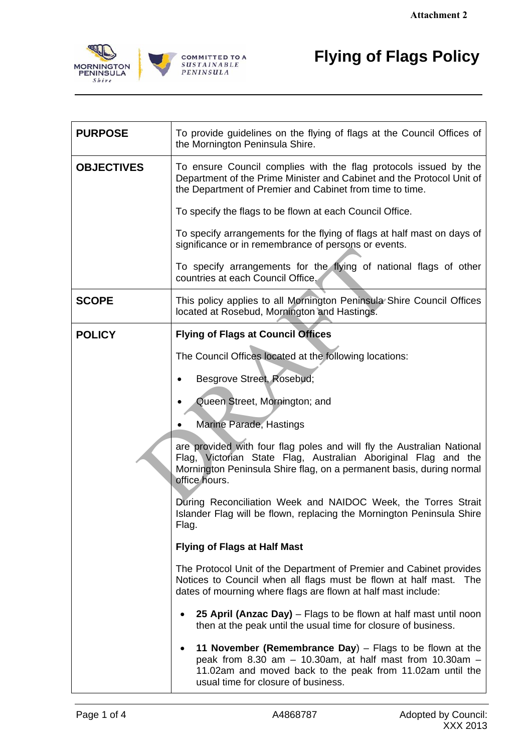Attachment 2

# Flying of Flags Policy

| | |
|---|---|
| **PURPOSE** | To provide guidelines on the flying of flags at the Council Offices of the Mornington Peninsula Shire. |
| **OBJECTIVES** | To ensure Council complies with the flag protocols issued by the Department of the Prime Minister and Cabinet and the Protocol Unit of the Department of Premier and Cabinet from time to time.<br><br>To specify the flags to be flown at each Council Office.<br><br>To specify arrangements for the flying of flags at half mast on days of significance or in remembrance of persons or events.<br><br>To specify arrangements for the flying of national flags of other countries at each Council Office. |
| **SCOPE** | This policy applies to all Mornington Peninsula Shire Council Offices located at Rosebud, Mornington and Hastings. |
| **POLICY** | **Flying of Flags at Council Offices**<br><br>The Council Offices located at the following locations:<br><br>• Besgrove Street, Rosebud;<br><br>• Queen Street, Mornington; and<br><br>• Marine Parade, Hastings<br><br>are provided with four flag poles and will fly the Australian National Flag, Victorian State Flag, Australian Aboriginal Flag and the Mornington Peninsula Shire flag, on a permanent basis, during normal office hours.<br><br>During Reconciliation Week and NAIDOC Week, the Torres Strait Islander Flag will be flown, replacing the Mornington Peninsula Shire Flag.<br><br>**Flying of Flags at Half Mast**<br><br>The Protocol Unit of the Department of Premier and Cabinet provides Notices to Council when all flags must be flown at half mast. The dates of mourning where flags are flown at half mast include:<br><br>• **25 April (Anzac Day)** – Flags to be flown at half mast until noon then at the peak until the usual time for closure of business.<br><br>• **11 November (Remembrance Day**) – Flags to be flown at the peak from 8.30 am – 10.30am, at half mast from 10.30am – 11.02am and moved back to the peak from 11.02am until the usual time for closure of business. |

A4868787

Adopted by Council: XXX 2013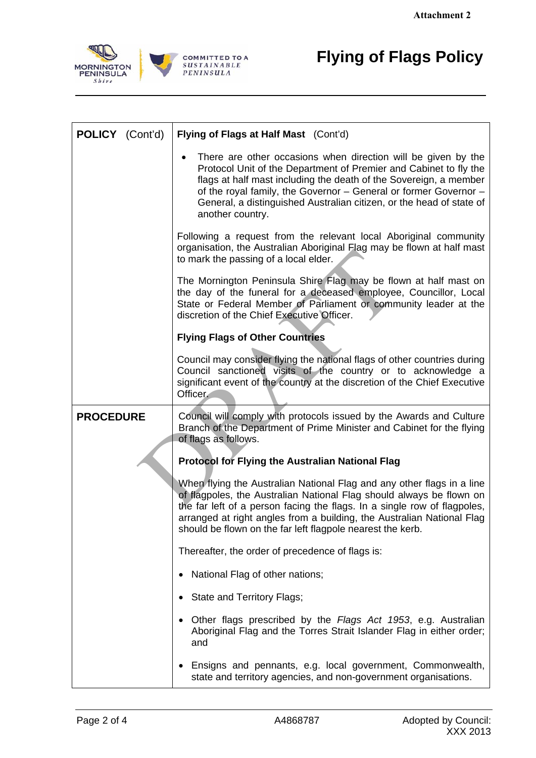| | |
|---|---|
| **POLICY** (Cont'd) | **Flying of Flags at Half Mast** (Cont'd) |
| | • There are other occasions when direction will be given by the Protocol Unit of the Department of Premier and Cabinet to fly the flags at half mast including the death of the Sovereign, a member of the royal family, the Governor – General or former Governor – General, a distinguished Australian citizen, or the head of state of another country. |
| | Following a request from the relevant local Aboriginal community organisation, the Australian Aboriginal Flag may be flown at half mast to mark the passing of a local elder. |
| | The Mornington Peninsula Shire Flag may be flown at half mast on the day of the funeral for a deceased employee, Councillor, Local State or Federal Member of Parliament or community leader at the discretion of the Chief Executive Officer. |
| | **Flying Flags of Other Countries** |
| | Council may consider flying the national flags of other countries during Council sanctioned visits of the country or to acknowledge a significant event of the country at the discretion of the Chief Executive Officer. |
| **PROCEDURE** | Council will comply with protocols issued by the Awards and Culture Branch of the Department of Prime Minister and Cabinet for the flying of flags as follows. |
| | **Protocol for Flying the Australian National Flag** |
| | When flying the Australian National Flag and any other flags in a line of flagpoles, the Australian National Flag should always be flown on the far left of a person facing the flags. In a single row of flagpoles, arranged at right angles from a building, the Australian National Flag should be flown on the far left flagpole nearest the kerb. |
| | Thereafter, the order of precedence of flags is: |
| | • National Flag of other nations; |
| | • State and Territory Flags; |
| | • Other flags prescribed by the *Flags Act 1953*, e.g. Australian Aboriginal Flag and the Torres Strait Islander Flag in either order; and |
| | • Ensigns and pennants, e.g. local government, Commonwealth, state and territory agencies, and non-government organisations. |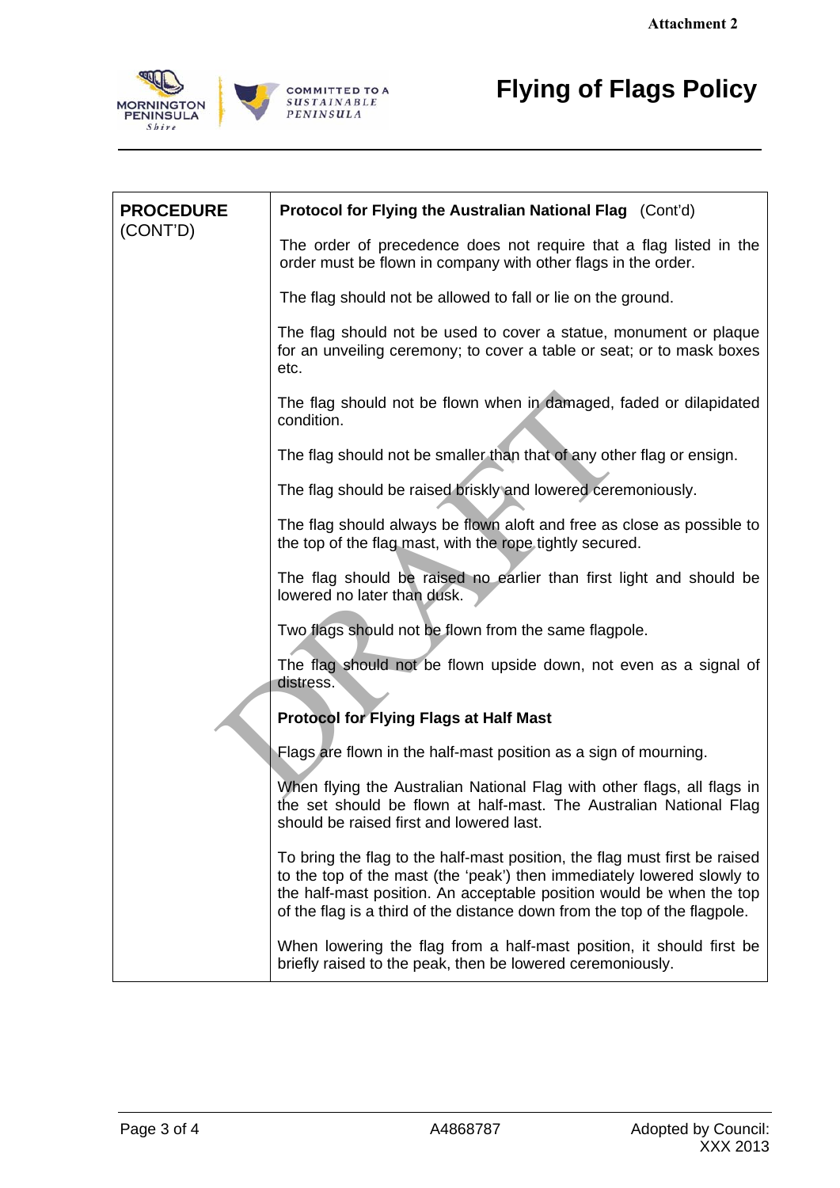Attachment 2

# Flying of Flags Policy

| **PROCEDURE** (CONT'D) | **Protocol for Flying the Australian National Flag** (Cont'd)<br><br>The order of precedence does not require that a flag listed in the order must be flown in company with other flags in the order.<br><br>The flag should not be allowed to fall or lie on the ground.<br><br>The flag should not be used to cover a statue, monument or plaque for an unveiling ceremony; to cover a table or seat; or to mask boxes etc.<br><br>The flag should not be flown when in damaged, faded or dilapidated condition.<br><br>The flag should not be smaller than that of any other flag or ensign.<br><br>The flag should be raised briskly and lowered ceremoniously.<br><br>The flag should always be flown aloft and free as close as possible to the top of the flag mast, with the rope tightly secured.<br><br>The flag should be raised no earlier than first light and should be lowered no later than dusk.<br><br>Two flags should not be flown from the same flagpole.<br><br>The flag should not be flown upside down, not even as a signal of distress.<br><br>**Protocol for Flying Flags at Half Mast**<br><br>Flags are flown in the half-mast position as a sign of mourning.<br><br>When flying the Australian National Flag with other flags, all flags in the set should be flown at half-mast. The Australian National Flag should be raised first and lowered last.<br><br>To bring the flag to the half-mast position, the flag must first be raised to the top of the mast (the 'peak') then immediately lowered slowly to the half-mast position. An acceptable position would be when the top of the flag is a third of the distance down from the top of the flagpole.<br><br>When lowering the flag from a half-mast position, it should first be briefly raised to the peak, then be lowered ceremoniously. |
|---|---|

A4868787

Adopted by Council: XXX 2013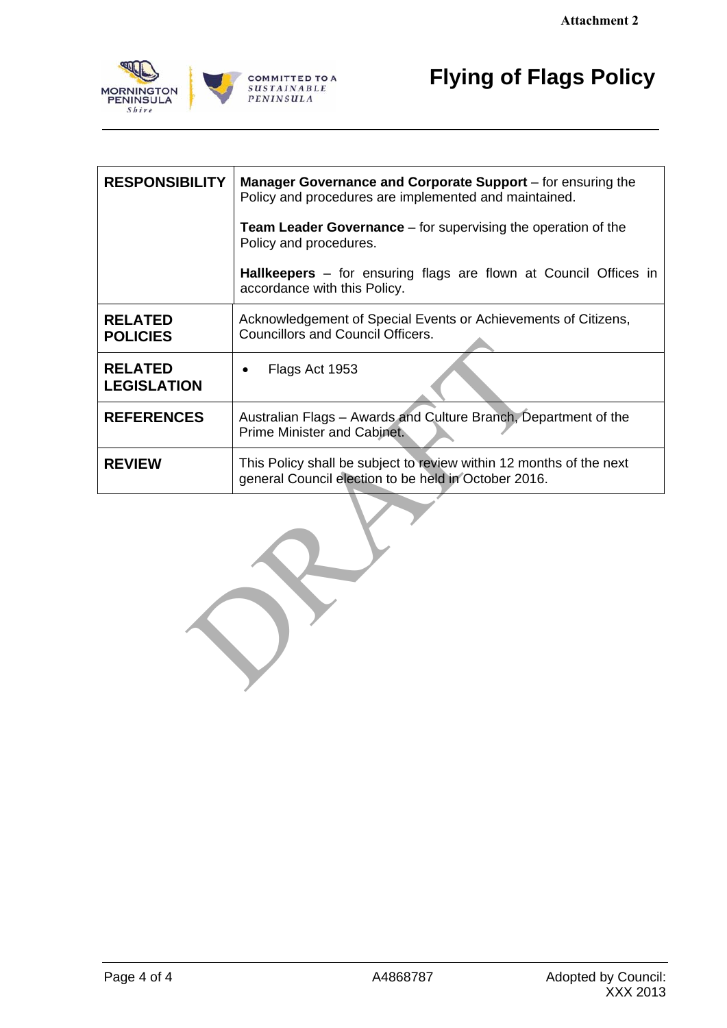| | |
|---|---|
| **RESPONSIBILITY** | **Manager Governance and Corporate Support** – for ensuring the Policy and procedures are implemented and maintained.<br><br>**Team Leader Governance** – for supervising the operation of the Policy and procedures.<br><br>**Hallkeepers** – for ensuring flags are flown at Council Offices in accordance with this Policy. |
| **RELATED POLICIES** | Acknowledgement of Special Events or Achievements of Citizens, Councillors and Council Officers. |
| **RELATED LEGISLATION** | • Flags Act 1953 |
| **REFERENCES** | Australian Flags – Awards and Culture Branch, Department of the Prime Minister and Cabinet. |
| **REVIEW** | This Policy shall be subject to review within 12 months of the next general Council election to be held in October 2016. |